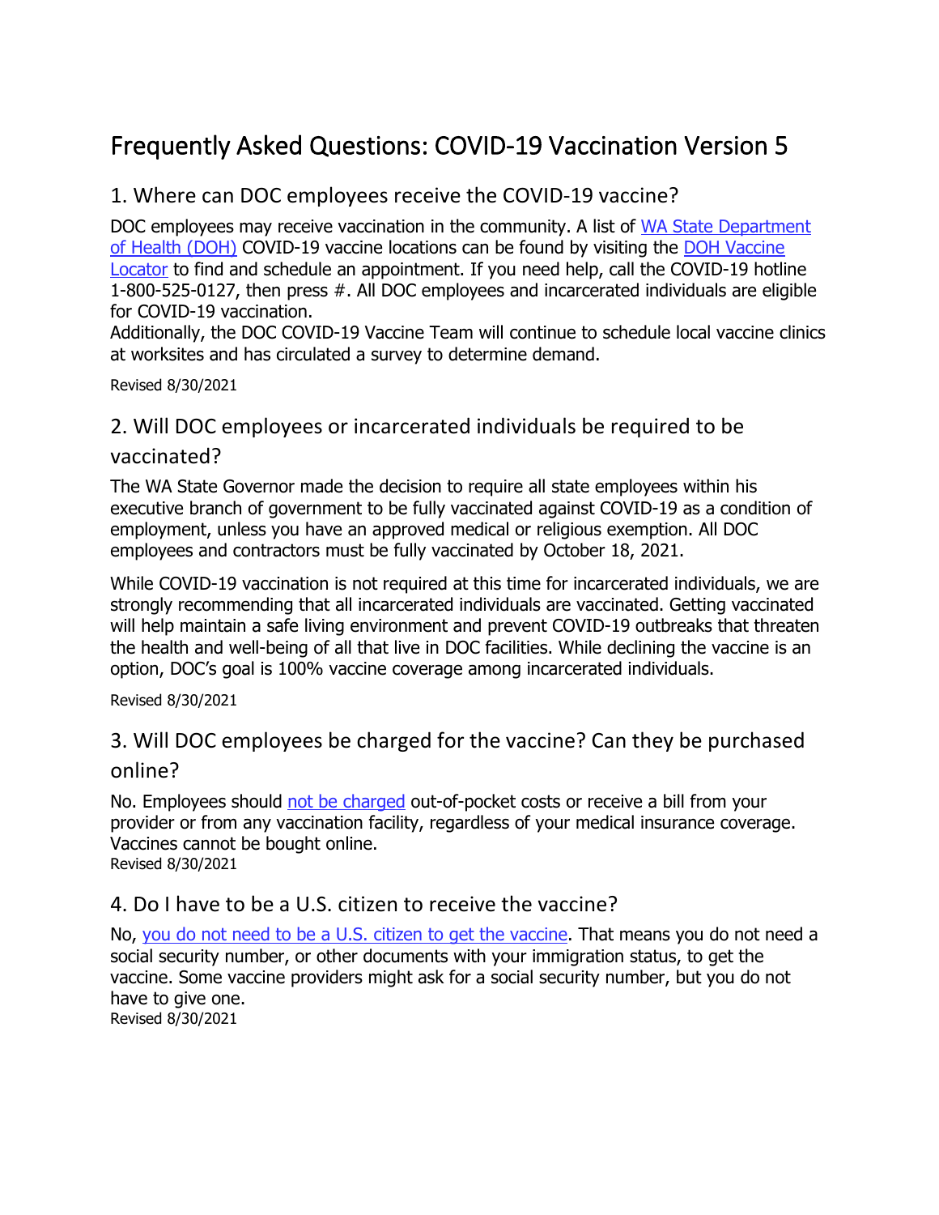# Frequently Asked Questions: COVID-19 Vaccination Version 5

## 1. Where can DOC employees receive the COVID-19 vaccine?

DOC employees may receive vaccination in the community. A list of [WA State Department of Health (DOH)]() COVID-19 vaccine locations can be found by visiting the [DOH Vaccine Locator]() to find and schedule an appointment. If you need help, call the COVID-19 hotline 1-800-525-0127, then press #. All DOC employees and incarcerated individuals are eligible for COVID-19 vaccination.
Additionally, the DOC COVID-19 Vaccine Team will continue to schedule local vaccine clinics at worksites and has circulated a survey to determine demand.

Revised 8/30/2021

## 2. Will DOC employees or incarcerated individuals be required to be vaccinated?

The WA State Governor made the decision to require all state employees within his executive branch of government to be fully vaccinated against COVID-19 as a condition of employment, unless you have an approved medical or religious exemption. All DOC employees and contractors must be fully vaccinated by October 18, 2021.

While COVID-19 vaccination is not required at this time for incarcerated individuals, we are strongly recommending that all incarcerated individuals are vaccinated. Getting vaccinated will help maintain a safe living environment and prevent COVID-19 outbreaks that threaten the health and well-being of all that live in DOC facilities. While declining the vaccine is an option, DOC's goal is 100% vaccine coverage among incarcerated individuals.

Revised 8/30/2021

## 3. Will DOC employees be charged for the vaccine? Can they be purchased online?

No. Employees should [not be charged]() out-of-pocket costs or receive a bill from your provider or from any vaccination facility, regardless of your medical insurance coverage. Vaccines cannot be bought online.
Revised 8/30/2021

## 4. Do I have to be a U.S. citizen to receive the vaccine?

No, [you do not need to be a U.S. citizen to get the vaccine](). That means you do not need a social security number, or other documents with your immigration status, to get the vaccine. Some vaccine providers might ask for a social security number, but you do not have to give one.
Revised 8/30/2021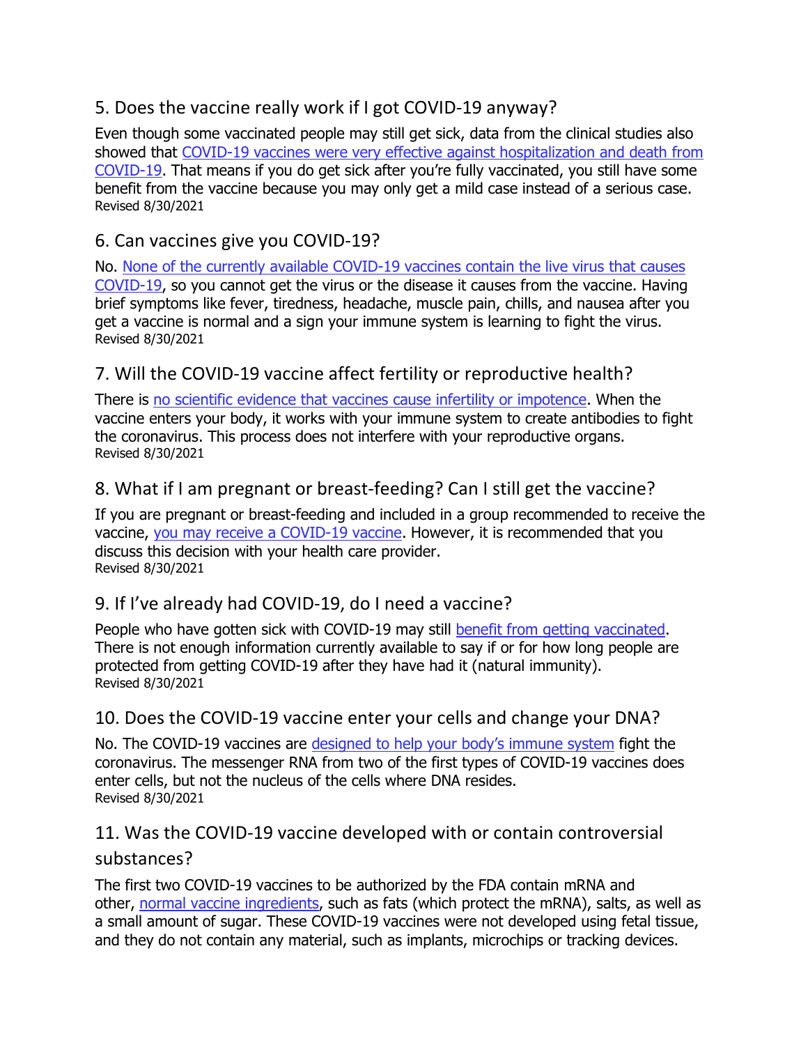## 5. Does the vaccine really work if I got COVID-19 anyway?

Even though some vaccinated people may still get sick, data from the clinical studies also showed that COVID-19 vaccines were very effective against hospitalization and death from COVID-19. That means if you do get sick after you're fully vaccinated, you still have some benefit from the vaccine because you may only get a mild case instead of a serious case.
Revised 8/30/2021

## 6. Can vaccines give you COVID-19?

No. None of the currently available COVID-19 vaccines contain the live virus that causes COVID-19, so you cannot get the virus or the disease it causes from the vaccine. Having brief symptoms like fever, tiredness, headache, muscle pain, chills, and nausea after you get a vaccine is normal and a sign your immune system is learning to fight the virus.
Revised 8/30/2021

## 7. Will the COVID-19 vaccine affect fertility or reproductive health?

There is no scientific evidence that vaccines cause infertility or impotence. When the vaccine enters your body, it works with your immune system to create antibodies to fight the coronavirus. This process does not interfere with your reproductive organs.
Revised 8/30/2021

## 8. What if I am pregnant or breast-feeding? Can I still get the vaccine?

If you are pregnant or breast-feeding and included in a group recommended to receive the vaccine, you may receive a COVID-19 vaccine. However, it is recommended that you discuss this decision with your health care provider.
Revised 8/30/2021

## 9. If I've already had COVID-19, do I need a vaccine?

People who have gotten sick with COVID-19 may still benefit from getting vaccinated. There is not enough information currently available to say if or for how long people are protected from getting COVID-19 after they have had it (natural immunity).
Revised 8/30/2021

## 10. Does the COVID-19 vaccine enter your cells and change your DNA?

No. The COVID-19 vaccines are designed to help your body's immune system fight the coronavirus. The messenger RNA from two of the first types of COVID-19 vaccines does enter cells, but not the nucleus of the cells where DNA resides.
Revised 8/30/2021

## 11. Was the COVID-19 vaccine developed with or contain controversial substances?

The first two COVID-19 vaccines to be authorized by the FDA contain mRNA and other, normal vaccine ingredients, such as fats (which protect the mRNA), salts, as well as a small amount of sugar. These COVID-19 vaccines were not developed using fetal tissue, and they do not contain any material, such as implants, microchips or tracking devices.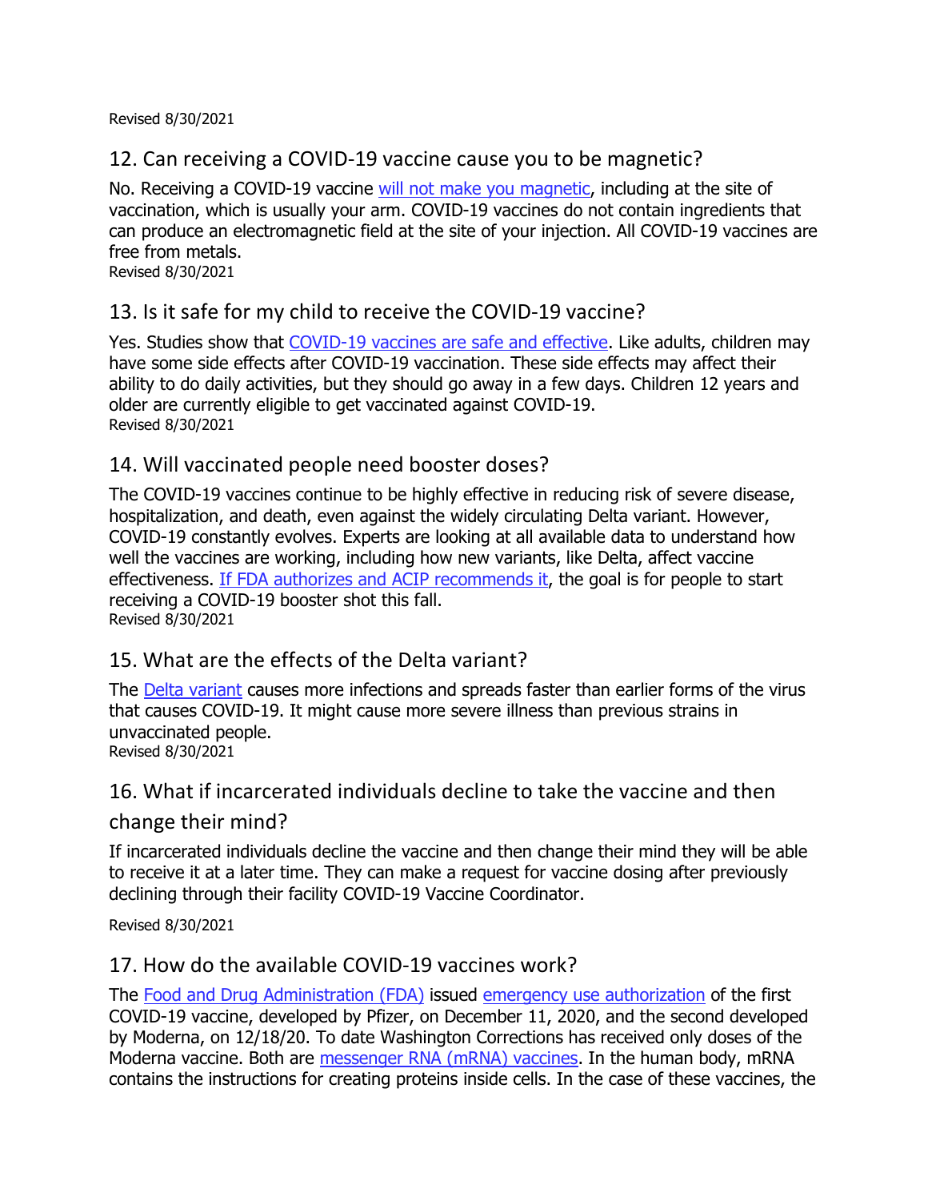Revised 8/30/2021

## 12. Can receiving a COVID-19 vaccine cause you to be magnetic?

No. Receiving a COVID-19 vaccine will not make you magnetic, including at the site of vaccination, which is usually your arm. COVID-19 vaccines do not contain ingredients that can produce an electromagnetic field at the site of your injection. All COVID-19 vaccines are free from metals.

Revised 8/30/2021

## 13. Is it safe for my child to receive the COVID-19 vaccine?

Yes. Studies show that COVID-19 vaccines are safe and effective. Like adults, children may have some side effects after COVID-19 vaccination. These side effects may affect their ability to do daily activities, but they should go away in a few days. Children 12 years and older are currently eligible to get vaccinated against COVID-19.

Revised 8/30/2021

## 14. Will vaccinated people need booster doses?

The COVID-19 vaccines continue to be highly effective in reducing risk of severe disease, hospitalization, and death, even against the widely circulating Delta variant. However, COVID-19 constantly evolves. Experts are looking at all available data to understand how well the vaccines are working, including how new variants, like Delta, affect vaccine effectiveness. If FDA authorizes and ACIP recommends it, the goal is for people to start receiving a COVID-19 booster shot this fall.

Revised 8/30/2021

## 15. What are the effects of the Delta variant?

The Delta variant causes more infections and spreads faster than earlier forms of the virus that causes COVID-19. It might cause more severe illness than previous strains in unvaccinated people.

Revised 8/30/2021

## 16. What if incarcerated individuals decline to take the vaccine and then change their mind?

If incarcerated individuals decline the vaccine and then change their mind they will be able to receive it at a later time. They can make a request for vaccine dosing after previously declining through their facility COVID-19 Vaccine Coordinator.

Revised 8/30/2021

## 17. How do the available COVID-19 vaccines work?

The Food and Drug Administration (FDA) issued emergency use authorization of the first COVID-19 vaccine, developed by Pfizer, on December 11, 2020, and the second developed by Moderna, on 12/18/20. To date Washington Corrections has received only doses of the Moderna vaccine. Both are messenger RNA (mRNA) vaccines. In the human body, mRNA contains the instructions for creating proteins inside cells. In the case of these vaccines, the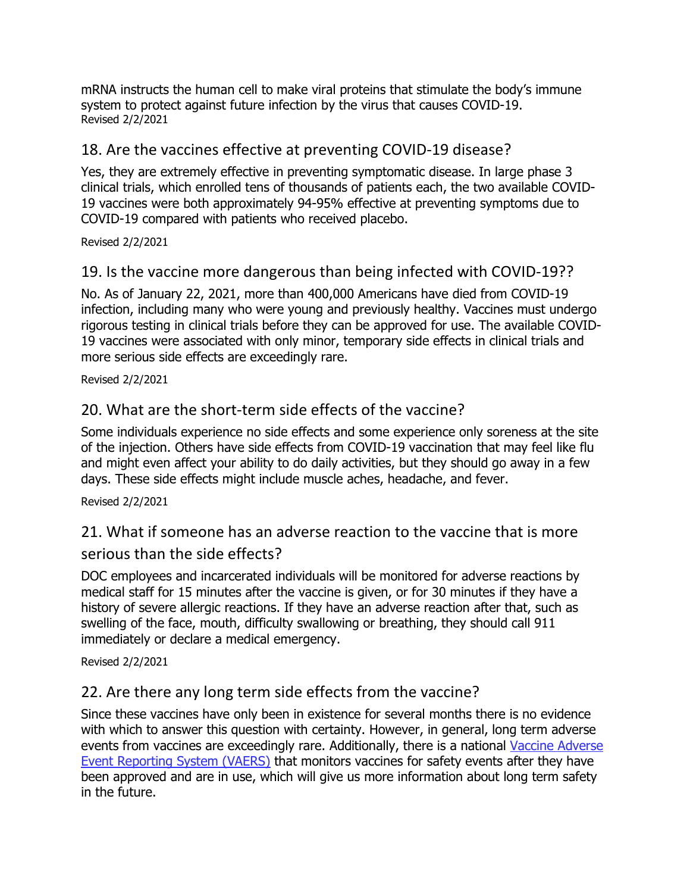mRNA instructs the human cell to make viral proteins that stimulate the body's immune system to protect against future infection by the virus that causes COVID-19.
Revised 2/2/2021

## 18. Are the vaccines effective at preventing COVID-19 disease?

Yes, they are extremely effective in preventing symptomatic disease. In large phase 3 clinical trials, which enrolled tens of thousands of patients each, the two available COVID-19 vaccines were both approximately 94-95% effective at preventing symptoms due to COVID-19 compared with patients who received placebo.

Revised 2/2/2021

## 19. Is the vaccine more dangerous than being infected with COVID-19??

No. As of January 22, 2021, more than 400,000 Americans have died from COVID-19 infection, including many who were young and previously healthy. Vaccines must undergo rigorous testing in clinical trials before they can be approved for use. The available COVID-19 vaccines were associated with only minor, temporary side effects in clinical trials and more serious side effects are exceedingly rare.

Revised 2/2/2021

## 20. What are the short-term side effects of the vaccine?

Some individuals experience no side effects and some experience only soreness at the site of the injection. Others have side effects from COVID-19 vaccination that may feel like flu and might even affect your ability to do daily activities, but they should go away in a few days. These side effects might include muscle aches, headache, and fever.

Revised 2/2/2021

## 21. What if someone has an adverse reaction to the vaccine that is more serious than the side effects?

DOC employees and incarcerated individuals will be monitored for adverse reactions by medical staff for 15 minutes after the vaccine is given, or for 30 minutes if they have a history of severe allergic reactions. If they have an adverse reaction after that, such as swelling of the face, mouth, difficulty swallowing or breathing, they should call 911 immediately or declare a medical emergency.

Revised 2/2/2021

## 22. Are there any long term side effects from the vaccine?

Since these vaccines have only been in existence for several months there is no evidence with which to answer this question with certainty. However, in general, long term adverse events from vaccines are exceedingly rare. Additionally, there is a national Vaccine Adverse Event Reporting System (VAERS) that monitors vaccines for safety events after they have been approved and are in use, which will give us more information about long term safety in the future.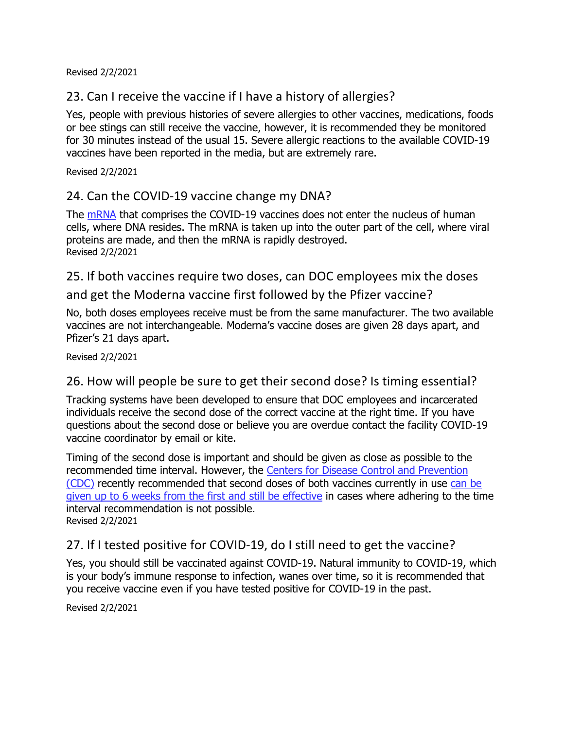Revised 2/2/2021

## 23. Can I receive the vaccine if I have a history of allergies?

Yes, people with previous histories of severe allergies to other vaccines, medications, foods or bee stings can still receive the vaccine, however, it is recommended they be monitored for 30 minutes instead of the usual 15. Severe allergic reactions to the available COVID-19 vaccines have been reported in the media, but are extremely rare.

Revised 2/2/2021

## 24. Can the COVID-19 vaccine change my DNA?

The mRNA that comprises the COVID-19 vaccines does not enter the nucleus of human cells, where DNA resides. The mRNA is taken up into the outer part of the cell, where viral proteins are made, and then the mRNA is rapidly destroyed.

Revised 2/2/2021

## 25. If both vaccines require two doses, can DOC employees mix the doses and get the Moderna vaccine first followed by the Pfizer vaccine?

No, both doses employees receive must be from the same manufacturer. The two available vaccines are not interchangeable. Moderna's vaccine doses are given 28 days apart, and Pfizer's 21 days apart.

Revised 2/2/2021

## 26. How will people be sure to get their second dose? Is timing essential?

Tracking systems have been developed to ensure that DOC employees and incarcerated individuals receive the second dose of the correct vaccine at the right time. If you have questions about the second dose or believe you are overdue contact the facility COVID-19 vaccine coordinator by email or kite.

Timing of the second dose is important and should be given as close as possible to the recommended time interval. However, the Centers for Disease Control and Prevention (CDC) recently recommended that second doses of both vaccines currently in use can be given up to 6 weeks from the first and still be effective in cases where adhering to the time interval recommendation is not possible.

Revised 2/2/2021

## 27. If I tested positive for COVID-19, do I still need to get the vaccine?

Yes, you should still be vaccinated against COVID-19. Natural immunity to COVID-19, which is your body's immune response to infection, wanes over time, so it is recommended that you receive vaccine even if you have tested positive for COVID-19 in the past.

Revised 2/2/2021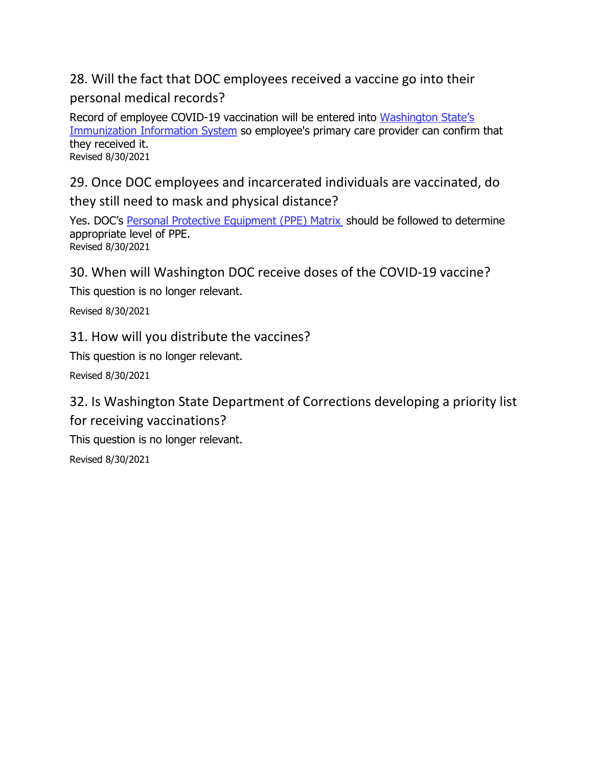### 28. Will the fact that DOC employees received a vaccine go into their personal medical records?

Record of employee COVID-19 vaccination will be entered into Washington State's Immunization Information System so employee's primary care provider can confirm that they received it.
Revised 8/30/2021

### 29. Once DOC employees and incarcerated individuals are vaccinated, do they still need to mask and physical distance?

Yes. DOC's Personal Protective Equipment (PPE) Matrix should be followed to determine appropriate level of PPE.
Revised 8/30/2021

### 30. When will Washington DOC receive doses of the COVID-19 vaccine?

This question is no longer relevant.

Revised 8/30/2021

### 31. How will you distribute the vaccines?

This question is no longer relevant.

Revised 8/30/2021

### 32. Is Washington State Department of Corrections developing a priority list for receiving vaccinations?

This question is no longer relevant.

Revised 8/30/2021